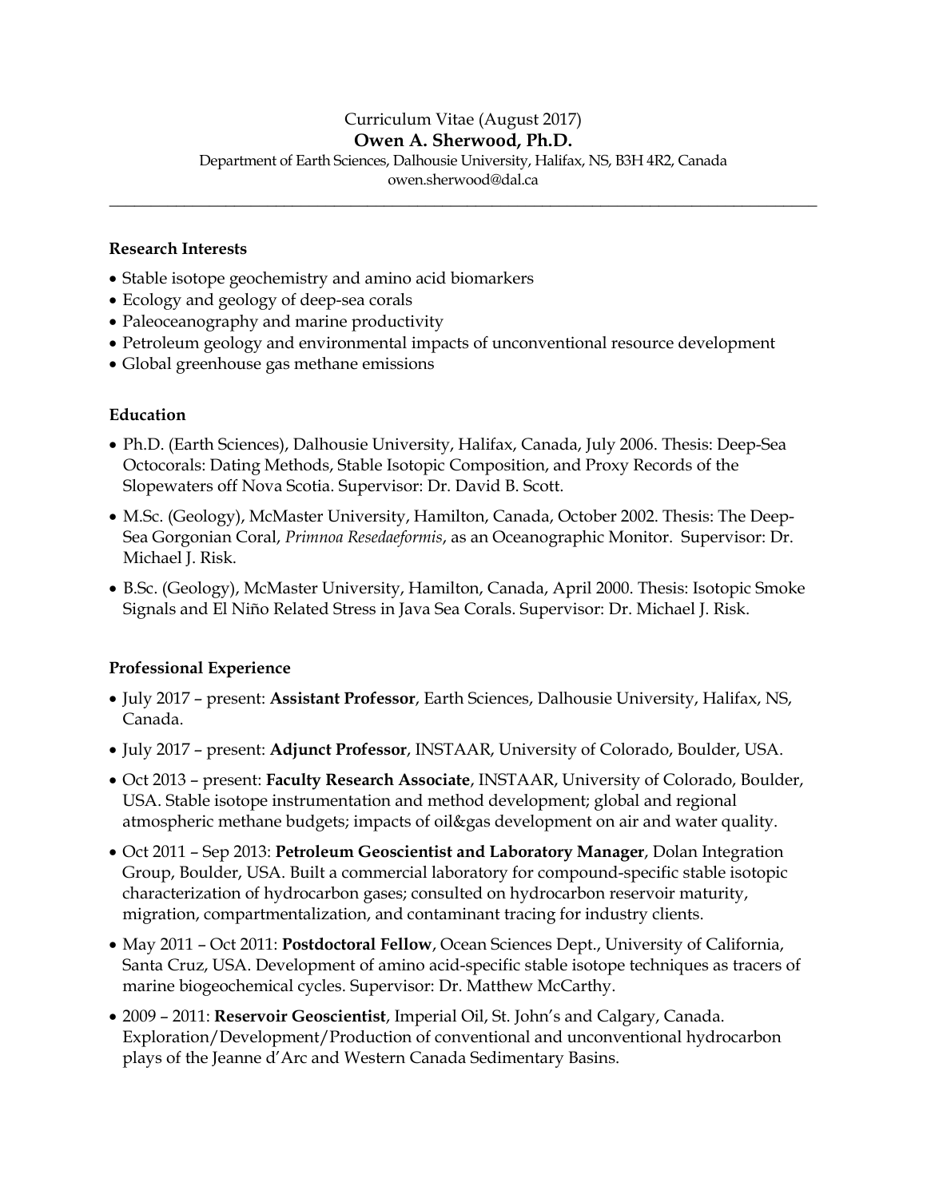Curriculum Vitae (August 2017)

**Owen A. Sherwood, Ph.D.**

Department of Earth Sciences, Dalhousie University, Halifax, NS, B3H 4R2, Canada

owen.sherwood@dal.ca

---

**Research Interests**

- Stable isotope geochemistry and amino acid biomarkers
- Ecology and geology of deep-sea corals
- Paleoceanography and marine productivity
- Petroleum geology and environmental impacts of unconventional resource development
- Global greenhouse gas methane emissions

**Education**

- Ph.D. (Earth Sciences), Dalhousie University, Halifax, Canada, July 2006. Thesis: Deep-Sea Octocorals: Dating Methods, Stable Isotopic Composition, and Proxy Records of the Slopewaters off Nova Scotia. Supervisor: Dr. David B. Scott.
- M.Sc. (Geology), McMaster University, Hamilton, Canada, October 2002. Thesis: The Deep-Sea Gorgonian Coral, *Primnoa Resedaeformis*, as an Oceanographic Monitor. Supervisor: Dr. Michael J. Risk.
- B.Sc. (Geology), McMaster University, Hamilton, Canada, April 2000. Thesis: Isotopic Smoke Signals and El Niño Related Stress in Java Sea Corals. Supervisor: Dr. Michael J. Risk.

**Professional Experience**

- July 2017 – present: **Assistant Professor**, Earth Sciences, Dalhousie University, Halifax, NS, Canada.
- July 2017 – present: **Adjunct Professor**, INSTAAR, University of Colorado, Boulder, USA.
- Oct 2013 – present: **Faculty Research Associate**, INSTAAR, University of Colorado, Boulder, USA. Stable isotope instrumentation and method development; global and regional atmospheric methane budgets; impacts of oil&gas development on air and water quality.
- Oct 2011 – Sep 2013: **Petroleum Geoscientist and Laboratory Manager**, Dolan Integration Group, Boulder, USA. Built a commercial laboratory for compound-specific stable isotopic characterization of hydrocarbon gases; consulted on hydrocarbon reservoir maturity, migration, compartmentalization, and contaminant tracing for industry clients.
- May 2011 – Oct 2011: **Postdoctoral Fellow**, Ocean Sciences Dept., University of California, Santa Cruz, USA. Development of amino acid-specific stable isotope techniques as tracers of marine biogeochemical cycles. Supervisor: Dr. Matthew McCarthy.
- 2009 – 2011: **Reservoir Geoscientist**, Imperial Oil, St. John's and Calgary, Canada. Exploration/Development/Production of conventional and unconventional hydrocarbon plays of the Jeanne d'Arc and Western Canada Sedimentary Basins.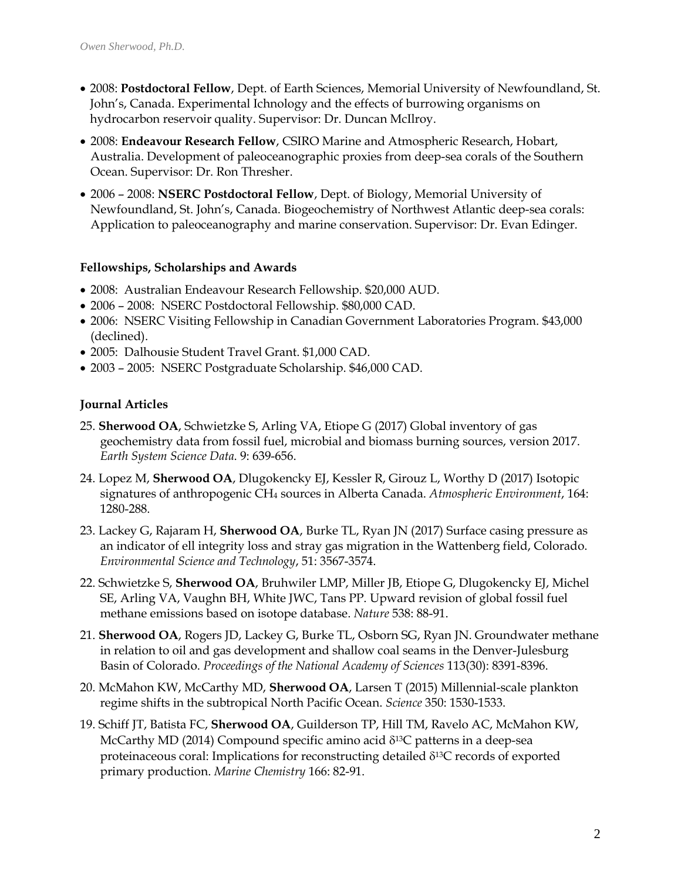- 2008: **Postdoctoral Fellow**, Dept. of Earth Sciences, Memorial University of Newfoundland, St. John's, Canada. Experimental Ichnology and the effects of burrowing organisms on hydrocarbon reservoir quality. Supervisor: Dr. Duncan McIlroy.
- 2008: **Endeavour Research Fellow**, CSIRO Marine and Atmospheric Research, Hobart, Australia. Development of paleoceanographic proxies from deep-sea corals of the Southern Ocean. Supervisor: Dr. Ron Thresher.
- 2006 – 2008: **NSERC Postdoctoral Fellow**, Dept. of Biology, Memorial University of Newfoundland, St. John's, Canada. Biogeochemistry of Northwest Atlantic deep-sea corals: Application to paleoceanography and marine conservation. Supervisor: Dr. Evan Edinger.

### Fellowships, Scholarships and Awards

- 2008: Australian Endeavour Research Fellowship. $20,000 AUD.
- 2006 – 2008: NSERC Postdoctoral Fellowship. $80,000 CAD.
- 2006: NSERC Visiting Fellowship in Canadian Government Laboratories Program. $43,000 (declined).
- 2005: Dalhousie Student Travel Grant. $1,000 CAD.
- 2003 – 2005: NSERC Postgraduate Scholarship. $46,000 CAD.

### Journal Articles

25. **Sherwood OA**, Schwietzke S, Arling VA, Etiope G (2017) Global inventory of gas geochemistry data from fossil fuel, microbial and biomass burning sources, version 2017. *Earth System Science Data*. 9: 639-656.

24. Lopez M, **Sherwood OA**, Dlugokencky EJ, Kessler R, Girouz L, Worthy D (2017) Isotopic signatures of anthropogenic $CH_4$ sources in Alberta Canada. *Atmospheric Environment*, 164: 1280-288.

23. Lackey G, Rajaram H, **Sherwood OA**, Burke TL, Ryan JN (2017) Surface casing pressure as an indicator of ell integrity loss and stray gas migration in the Wattenberg field, Colorado. *Environmental Science and Technology*, 51: 3567-3574.

22. Schwietzke S, **Sherwood OA**, Bruhwiler LMP, Miller JB, Etiope G, Dlugokencky EJ, Michel SE, Arling VA, Vaughn BH, White JWC, Tans PP. Upward revision of global fossil fuel methane emissions based on isotope database. *Nature* 538: 88-91.

21. **Sherwood OA**, Rogers JD, Lackey G, Burke TL, Osborn SG, Ryan JN. Groundwater methane in relation to oil and gas development and shallow coal seams in the Denver-Julesburg Basin of Colorado. *Proceedings of the National Academy of Sciences* 113(30): 8391-8396.

20. McMahon KW, McCarthy MD, **Sherwood OA**, Larsen T (2015) Millennial-scale plankton regime shifts in the subtropical North Pacific Ocean. *Science* 350: 1530-1533.

19. Schiff JT, Batista FC, **Sherwood OA**, Guilderson TP, Hill TM, Ravelo AC, McMahon KW, McCarthy MD (2014) Compound specific amino acid $\delta^{13}C$ patterns in a deep-sea proteinaceous coral: Implications for reconstructing detailed $\delta^{13}C$ records of exported primary production. *Marine Chemistry* 166: 82-91.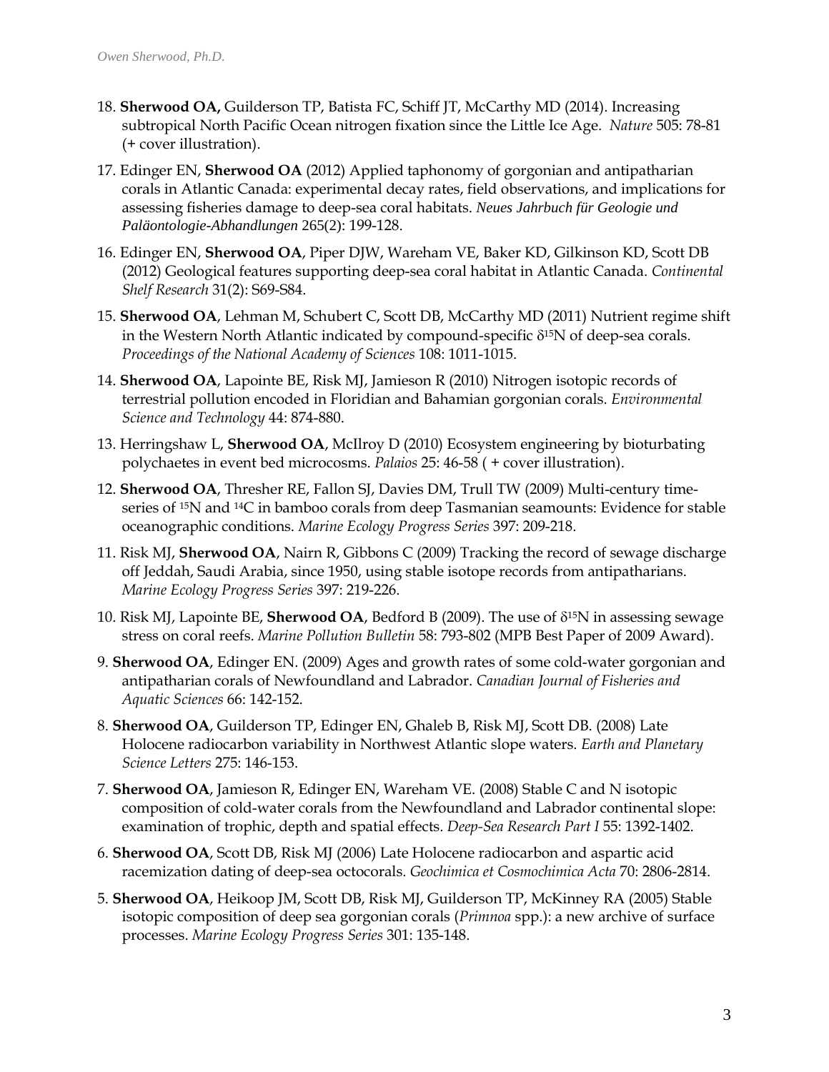18. **Sherwood OA,** Guilderson TP, Batista FC, Schiff JT, McCarthy MD (2014). Increasing subtropical North Pacific Ocean nitrogen fixation since the Little Ice Age. *Nature* 505: 78-81 (+ cover illustration).

17. Edinger EN, **Sherwood OA** (2012) Applied taphonomy of gorgonian and antipatharian corals in Atlantic Canada: experimental decay rates, field observations, and implications for assessing fisheries damage to deep-sea coral habitats. *Neues Jahrbuch für Geologie und Paläontologie-Abhandlungen* 265(2): 199-128.

16. Edinger EN, **Sherwood OA**, Piper DJW, Wareham VE, Baker KD, Gilkinson KD, Scott DB (2012) Geological features supporting deep-sea coral habitat in Atlantic Canada. *Continental Shelf Research* 31(2): S69-S84.

15. **Sherwood OA**, Lehman M, Schubert C, Scott DB, McCarthy MD (2011) Nutrient regime shift in the Western North Atlantic indicated by compound-specific $\delta^{15}N$ of deep-sea corals. *Proceedings of the National Academy of Sciences* 108: 1011-1015.

14. **Sherwood OA**, Lapointe BE, Risk MJ, Jamieson R (2010) Nitrogen isotopic records of terrestrial pollution encoded in Floridian and Bahamian gorgonian corals. *Environmental Science and Technology* 44: 874-880.

13. Herringshaw L, **Sherwood OA**, McIlroy D (2010) Ecosystem engineering by bioturbating polychaetes in event bed microcosms. *Palaios* 25: 46-58 ( + cover illustration).

12. **Sherwood OA**, Thresher RE, Fallon SJ, Davies DM, Trull TW (2009) Multi-century time-series of $^{15}N$ and $^{14}C$ in bamboo corals from deep Tasmanian seamounts: Evidence for stable oceanographic conditions. *Marine Ecology Progress Series* 397: 209-218.

11. Risk MJ, **Sherwood OA**, Nairn R, Gibbons C (2009) Tracking the record of sewage discharge off Jeddah, Saudi Arabia, since 1950, using stable isotope records from antipatharians. *Marine Ecology Progress Series* 397: 219-226.

10. Risk MJ, Lapointe BE, **Sherwood OA**, Bedford B (2009). The use of $\delta^{15}N$ in assessing sewage stress on coral reefs. *Marine Pollution Bulletin* 58: 793-802 (MPB Best Paper of 2009 Award).

9. **Sherwood OA**, Edinger EN. (2009) Ages and growth rates of some cold-water gorgonian and antipatharian corals of Newfoundland and Labrador. *Canadian Journal of Fisheries and Aquatic Sciences* 66: 142-152.

8. **Sherwood OA**, Guilderson TP, Edinger EN, Ghaleb B, Risk MJ, Scott DB. (2008) Late Holocene radiocarbon variability in Northwest Atlantic slope waters. *Earth and Planetary Science Letters* 275: 146-153.

7. **Sherwood OA**, Jamieson R, Edinger EN, Wareham VE. (2008) Stable C and N isotopic composition of cold-water corals from the Newfoundland and Labrador continental slope: examination of trophic, depth and spatial effects. *Deep-Sea Research Part I* 55: 1392-1402.

6. **Sherwood OA**, Scott DB, Risk MJ (2006) Late Holocene radiocarbon and aspartic acid racemization dating of deep-sea octocorals. *Geochimica et Cosmochimica Acta* 70: 2806-2814.

5. **Sherwood OA**, Heikoop JM, Scott DB, Risk MJ, Guilderson TP, McKinney RA (2005) Stable isotopic composition of deep sea gorgonian corals (*Primnoa* spp.): a new archive of surface processes. *Marine Ecology Progress Series* 301: 135-148.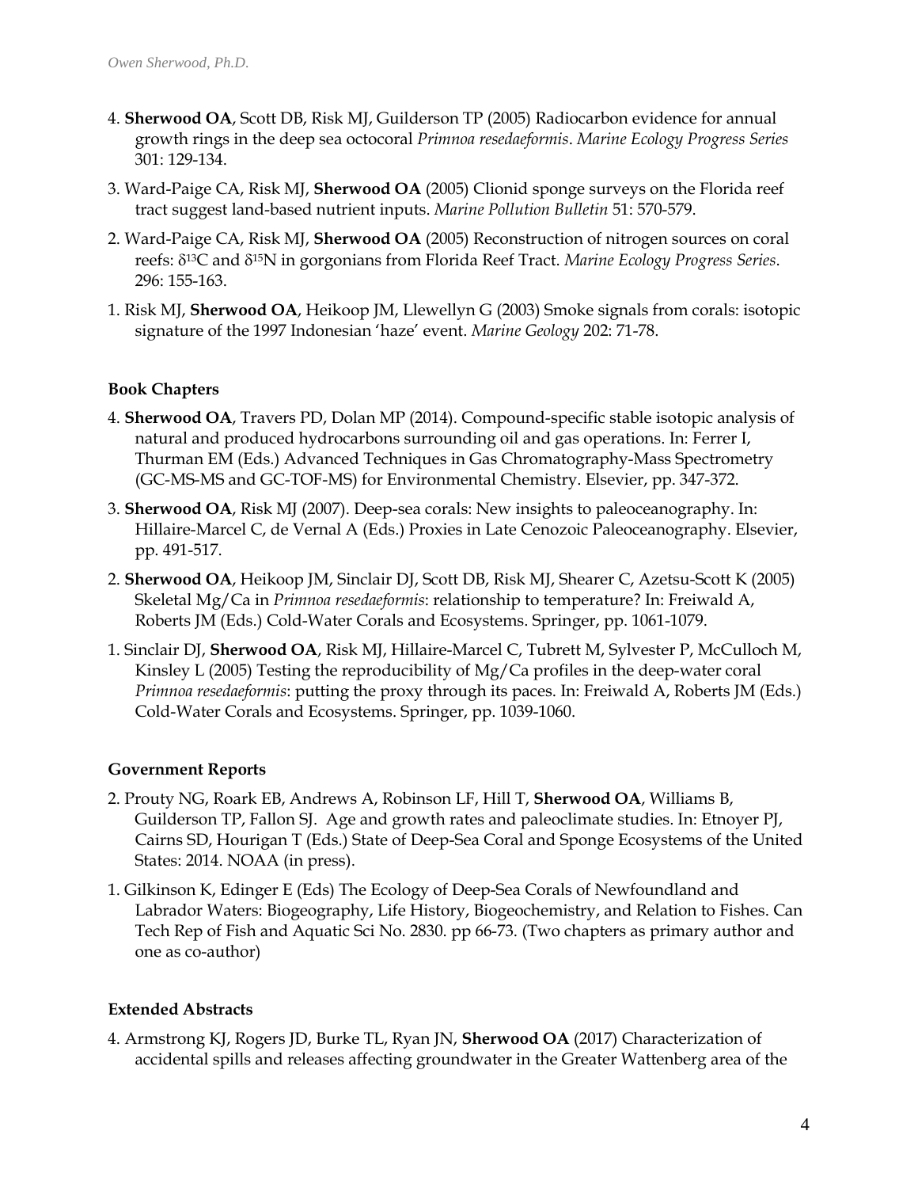4. **Sherwood OA**, Scott DB, Risk MJ, Guilderson TP (2005) Radiocarbon evidence for annual growth rings in the deep sea octocoral *Primnoa resedaeformis*. *Marine Ecology Progress Series* 301: 129-134.

3. Ward-Paige CA, Risk MJ, **Sherwood OA** (2005) Clionid sponge surveys on the Florida reef tract suggest land-based nutrient inputs. *Marine Pollution Bulletin* 51: 570-579.

2. Ward-Paige CA, Risk MJ, **Sherwood OA** (2005) Reconstruction of nitrogen sources on coral reefs: $\delta^{13}C$ and $\delta^{15}N$ in gorgonians from Florida Reef Tract. *Marine Ecology Progress Series*. 296: 155-163.

1. Risk MJ, **Sherwood OA**, Heikoop JM, Llewellyn G (2003) Smoke signals from corals: isotopic signature of the 1997 Indonesian 'haze' event. *Marine Geology* 202: 71-78.

**Book Chapters**

4. **Sherwood OA**, Travers PD, Dolan MP (2014). Compound-specific stable isotopic analysis of natural and produced hydrocarbons surrounding oil and gas operations. In: Ferrer I, Thurman EM (Eds.) Advanced Techniques in Gas Chromatography-Mass Spectrometry (GC-MS-MS and GC-TOF-MS) for Environmental Chemistry. Elsevier, pp. 347-372.

3. **Sherwood OA**, Risk MJ (2007). Deep-sea corals: New insights to paleoceanography. In: Hillaire-Marcel C, de Vernal A (Eds.) Proxies in Late Cenozoic Paleoceanography. Elsevier, pp. 491-517.

2. **Sherwood OA**, Heikoop JM, Sinclair DJ, Scott DB, Risk MJ, Shearer C, Azetsu-Scott K (2005) Skeletal Mg/Ca in *Primnoa resedaeformis*: relationship to temperature? In: Freiwald A, Roberts JM (Eds.) Cold-Water Corals and Ecosystems. Springer, pp. 1061-1079.

1. Sinclair DJ, **Sherwood OA**, Risk MJ, Hillaire-Marcel C, Tubrett M, Sylvester P, McCulloch M, Kinsley L (2005) Testing the reproducibility of Mg/Ca profiles in the deep-water coral *Primnoa resedaeformis*: putting the proxy through its paces. In: Freiwald A, Roberts JM (Eds.) Cold-Water Corals and Ecosystems. Springer, pp. 1039-1060.

**Government Reports**

2. Prouty NG, Roark EB, Andrews A, Robinson LF, Hill T, **Sherwood OA**, Williams B, Guilderson TP, Fallon SJ. Age and growth rates and paleoclimate studies. In: Etnoyer PJ, Cairns SD, Hourigan T (Eds.) State of Deep-Sea Coral and Sponge Ecosystems of the United States: 2014. NOAA (in press).

1. Gilkinson K, Edinger E (Eds) The Ecology of Deep-Sea Corals of Newfoundland and Labrador Waters: Biogeography, Life History, Biogeochemistry, and Relation to Fishes. Can Tech Rep of Fish and Aquatic Sci No. 2830. pp 66-73. (Two chapters as primary author and one as co-author)

**Extended Abstracts**

4. Armstrong KJ, Rogers JD, Burke TL, Ryan JN, **Sherwood OA** (2017) Characterization of accidental spills and releases affecting groundwater in the Greater Wattenberg area of the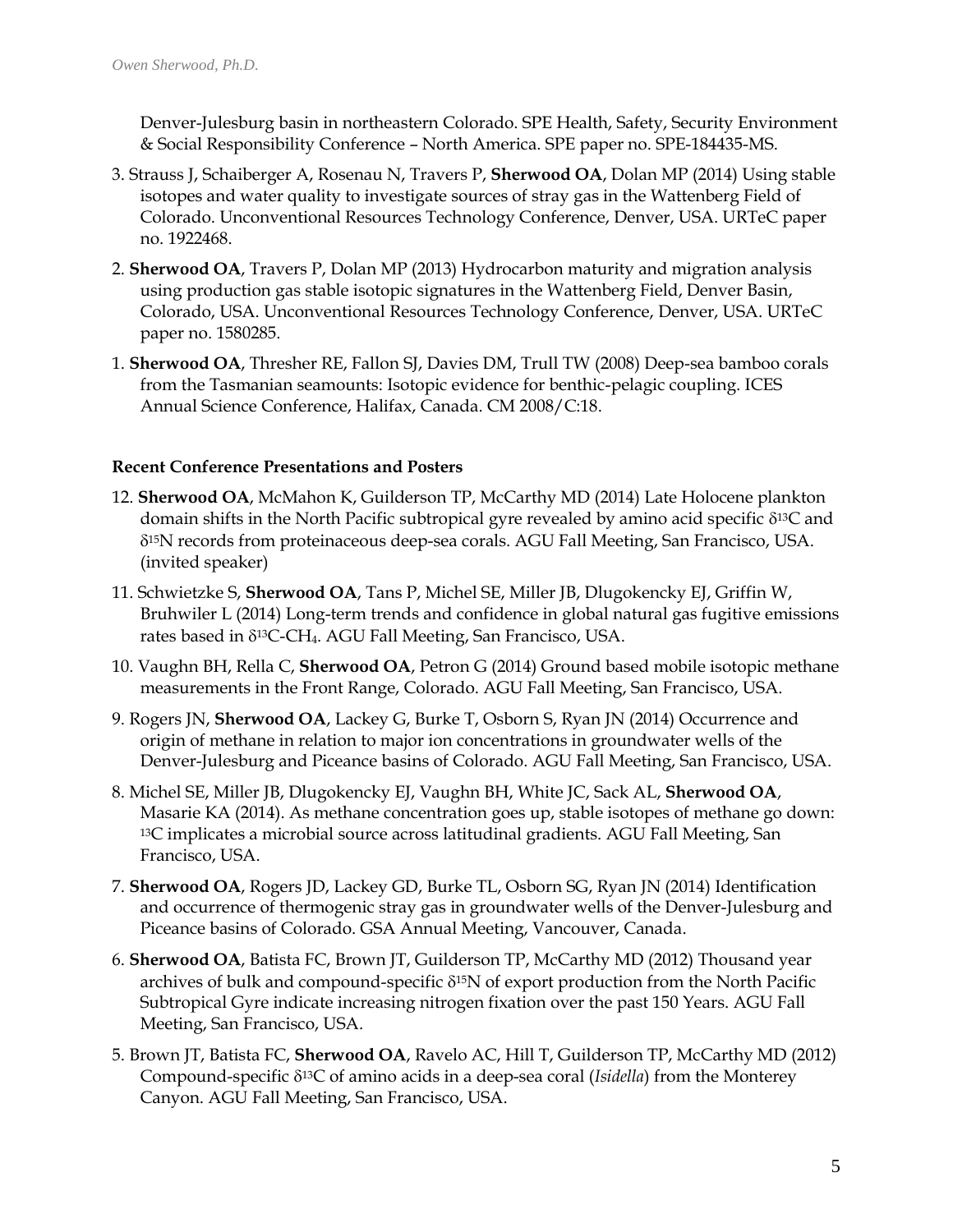Denver-Julesburg basin in northeastern Colorado. SPE Health, Safety, Security Environment & Social Responsibility Conference – North America. SPE paper no. SPE-184435-MS.

3. Strauss J, Schaiberger A, Rosenau N, Travers P, **Sherwood OA**, Dolan MP (2014) Using stable isotopes and water quality to investigate sources of stray gas in the Wattenberg Field of Colorado. Unconventional Resources Technology Conference, Denver, USA. URTeC paper no. 1922468.

2. **Sherwood OA**, Travers P, Dolan MP (2013) Hydrocarbon maturity and migration analysis using production gas stable isotopic signatures in the Wattenberg Field, Denver Basin, Colorado, USA. Unconventional Resources Technology Conference, Denver, USA. URTeC paper no. 1580285.

1. **Sherwood OA**, Thresher RE, Fallon SJ, Davies DM, Trull TW (2008) Deep-sea bamboo corals from the Tasmanian seamounts: Isotopic evidence for benthic-pelagic coupling. ICES Annual Science Conference, Halifax, Canada. CM 2008/C:18.

**Recent Conference Presentations and Posters**

12. **Sherwood OA**, McMahon K, Guilderson TP, McCarthy MD (2014) Late Holocene plankton domain shifts in the North Pacific subtropical gyre revealed by amino acid specific $\delta^{13}C$ and $\delta^{15}N$ records from proteinaceous deep-sea corals. AGU Fall Meeting, San Francisco, USA. (invited speaker)

11. Schwietzke S, **Sherwood OA**, Tans P, Michel SE, Miller JB, Dlugokencky EJ, Griffin W, Bruhwiler L (2014) Long-term trends and confidence in global natural gas fugitive emissions rates based in $\delta^{13}C$-$CH_4$. AGU Fall Meeting, San Francisco, USA.

10. Vaughn BH, Rella C, **Sherwood OA**, Petron G (2014) Ground based mobile isotopic methane measurements in the Front Range, Colorado. AGU Fall Meeting, San Francisco, USA.

9. Rogers JN, **Sherwood OA**, Lackey G, Burke T, Osborn S, Ryan JN (2014) Occurrence and origin of methane in relation to major ion concentrations in groundwater wells of the Denver-Julesburg and Piceance basins of Colorado. AGU Fall Meeting, San Francisco, USA.

8. Michel SE, Miller JB, Dlugokencky EJ, Vaughn BH, White JC, Sack AL, **Sherwood OA**, Masarie KA (2014). As methane concentration goes up, stable isotopes of methane go down: $^{13}C$ implicates a microbial source across latitudinal gradients. AGU Fall Meeting, San Francisco, USA.

7. **Sherwood OA**, Rogers JD, Lackey GD, Burke TL, Osborn SG, Ryan JN (2014) Identification and occurrence of thermogenic stray gas in groundwater wells of the Denver-Julesburg and Piceance basins of Colorado. GSA Annual Meeting, Vancouver, Canada.

6. **Sherwood OA**, Batista FC, Brown JT, Guilderson TP, McCarthy MD (2012) Thousand year archives of bulk and compound-specific $\delta^{15}N$ of export production from the North Pacific Subtropical Gyre indicate increasing nitrogen fixation over the past 150 Years. AGU Fall Meeting, San Francisco, USA.

5. Brown JT, Batista FC, **Sherwood OA**, Ravelo AC, Hill T, Guilderson TP, McCarthy MD (2012) Compound-specific $\delta^{13}C$ of amino acids in a deep-sea coral (*Isidella*) from the Monterey Canyon. AGU Fall Meeting, San Francisco, USA.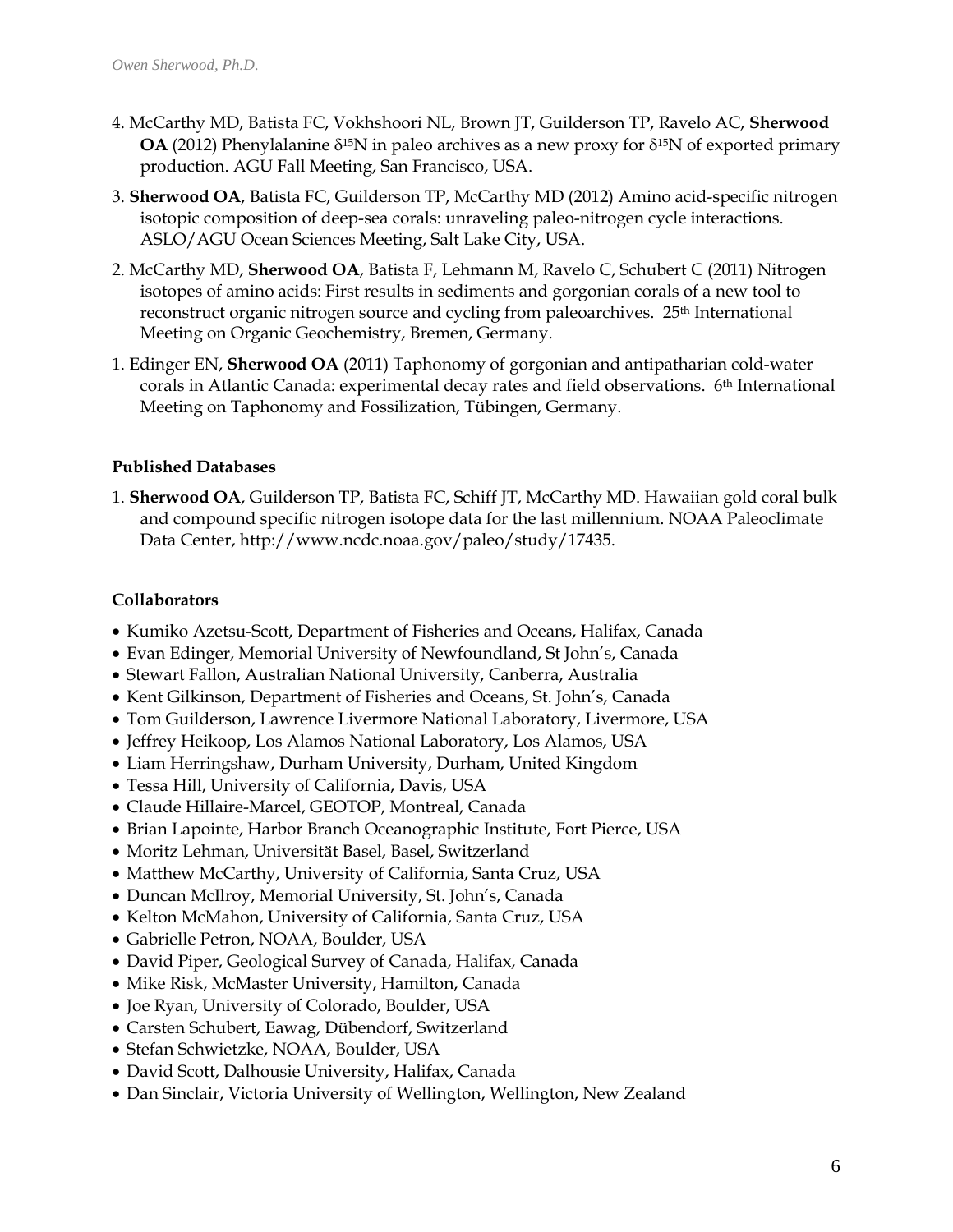4. McCarthy MD, Batista FC, Vokhshoori NL, Brown JT, Guilderson TP, Ravelo AC, **Sherwood OA** (2012) Phenylalanine $\delta^{15}N$ in paleo archives as a new proxy for $\delta^{15}N$ of exported primary production. AGU Fall Meeting, San Francisco, USA.

3. **Sherwood OA**, Batista FC, Guilderson TP, McCarthy MD (2012) Amino acid-specific nitrogen isotopic composition of deep-sea corals: unraveling paleo-nitrogen cycle interactions. ASLO/AGU Ocean Sciences Meeting, Salt Lake City, USA.

2. McCarthy MD, **Sherwood OA**, Batista F, Lehmann M, Ravelo C, Schubert C (2011) Nitrogen isotopes of amino acids: First results in sediments and gorgonian corals of a new tool to reconstruct organic nitrogen source and cycling from paleoarchives. 25th International Meeting on Organic Geochemistry, Bremen, Germany.

1. Edinger EN, **Sherwood OA** (2011) Taphonomy of gorgonian and antipatharian cold-water corals in Atlantic Canada: experimental decay rates and field observations. 6th International Meeting on Taphonomy and Fossilization, Tübingen, Germany.

**Published Databases**

1. **Sherwood OA**, Guilderson TP, Batista FC, Schiff JT, McCarthy MD. Hawaiian gold coral bulk and compound specific nitrogen isotope data for the last millennium. NOAA Paleoclimate Data Center, http://www.ncdc.noaa.gov/paleo/study/17435.

**Collaborators**

- Kumiko Azetsu-Scott, Department of Fisheries and Oceans, Halifax, Canada
- Evan Edinger, Memorial University of Newfoundland, St John's, Canada
- Stewart Fallon, Australian National University, Canberra, Australia
- Kent Gilkinson, Department of Fisheries and Oceans, St. John's, Canada
- Tom Guilderson, Lawrence Livermore National Laboratory, Livermore, USA
- Jeffrey Heikoop, Los Alamos National Laboratory, Los Alamos, USA
- Liam Herringshaw, Durham University, Durham, United Kingdom
- Tessa Hill, University of California, Davis, USA
- Claude Hillaire-Marcel, GEOTOP, Montreal, Canada
- Brian Lapointe, Harbor Branch Oceanographic Institute, Fort Pierce, USA
- Moritz Lehman, Universität Basel, Basel, Switzerland
- Matthew McCarthy, University of California, Santa Cruz, USA
- Duncan McIlroy, Memorial University, St. John's, Canada
- Kelton McMahon, University of California, Santa Cruz, USA
- Gabrielle Petron, NOAA, Boulder, USA
- David Piper, Geological Survey of Canada, Halifax, Canada
- Mike Risk, McMaster University, Hamilton, Canada
- Joe Ryan, University of Colorado, Boulder, USA
- Carsten Schubert, Eawag, Dübendorf, Switzerland
- Stefan Schwietzke, NOAA, Boulder, USA
- David Scott, Dalhousie University, Halifax, Canada
- Dan Sinclair, Victoria University of Wellington, Wellington, New Zealand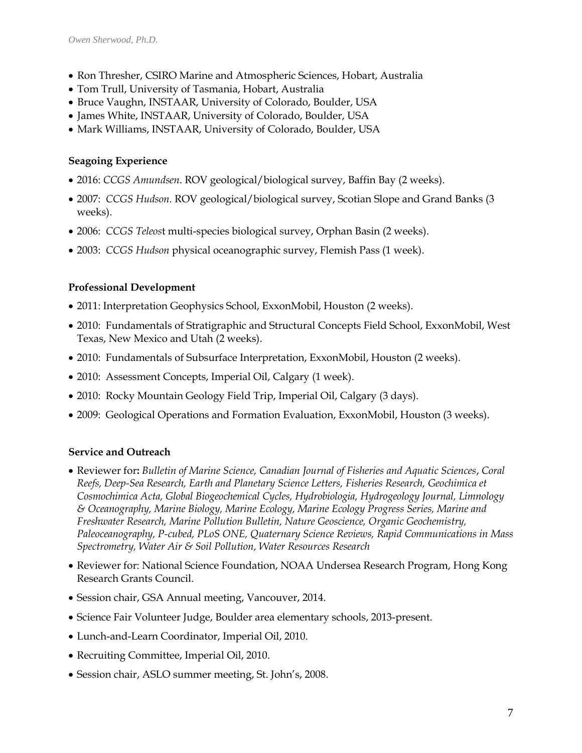- Ron Thresher, CSIRO Marine and Atmospheric Sciences, Hobart, Australia
- Tom Trull, University of Tasmania, Hobart, Australia
- Bruce Vaughn, INSTAAR, University of Colorado, Boulder, USA
- James White, INSTAAR, University of Colorado, Boulder, USA
- Mark Williams, INSTAAR, University of Colorado, Boulder, USA

**Seagoing Experience**

- 2016: *CCGS Amundsen*. ROV geological/biological survey, Baffin Bay (2 weeks).
- 2007: *CCGS Hudson.* ROV geological/biological survey, Scotian Slope and Grand Banks (3 weeks).
- 2006: *CCGS Teleos*t multi-species biological survey, Orphan Basin (2 weeks).
- 2003: *CCGS Hudson* physical oceanographic survey, Flemish Pass (1 week).

**Professional Development**

- 2011: Interpretation Geophysics School, ExxonMobil, Houston (2 weeks).
- 2010: Fundamentals of Stratigraphic and Structural Concepts Field School, ExxonMobil, West Texas, New Mexico and Utah (2 weeks).
- 2010: Fundamentals of Subsurface Interpretation, ExxonMobil, Houston (2 weeks).
- 2010: Assessment Concepts, Imperial Oil, Calgary (1 week).
- 2010: Rocky Mountain Geology Field Trip, Imperial Oil, Calgary (3 days).
- 2009: Geological Operations and Formation Evaluation, ExxonMobil, Houston (3 weeks).

**Service and Outreach**

- Reviewer for**:** *Bulletin of Marine Science, Canadian Journal of Fisheries and Aquatic Sciences*, *Coral Reefs, Deep-Sea Research, Earth and Planetary Science Letters, Fisheries Research, Geochimica et Cosmochimica Acta, Global Biogeochemical Cycles, Hydrobiologia, Hydrogeology Journal, Limnology & Oceanography, Marine Biology, Marine Ecology, Marine Ecology Progress Series, Marine and Freshwater Research, Marine Pollution Bulletin, Nature Geoscience, Organic Geochemistry, Paleoceanography, P-cubed, PLoS ONE, Quaternary Science Reviews, Rapid Communications in Mass Spectrometry, Water Air & Soil Pollution, Water Resources Research*
- Reviewer for: National Science Foundation, NOAA Undersea Research Program, Hong Kong Research Grants Council.
- Session chair, GSA Annual meeting, Vancouver, 2014.
- Science Fair Volunteer Judge, Boulder area elementary schools, 2013-present.
- Lunch-and-Learn Coordinator, Imperial Oil, 2010.
- Recruiting Committee, Imperial Oil, 2010.
- Session chair, ASLO summer meeting, St. John's, 2008.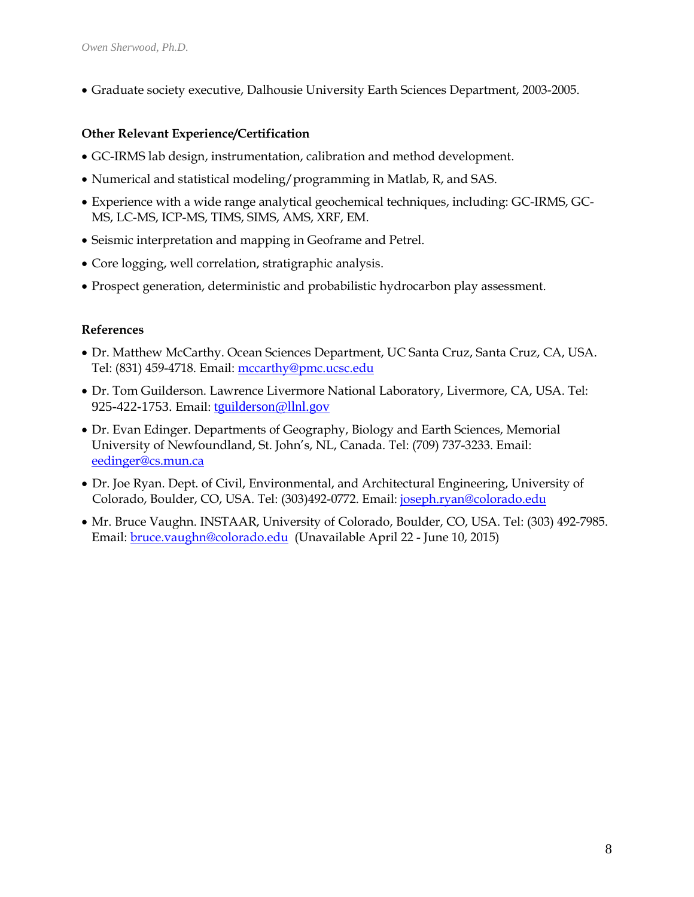- Graduate society executive, Dalhousie University Earth Sciences Department, 2003-2005.

**Other Relevant Experience/Certification**

- GC-IRMS lab design, instrumentation, calibration and method development.
- Numerical and statistical modeling/programming in Matlab, R, and SAS.
- Experience with a wide range analytical geochemical techniques, including: GC-IRMS, GC-MS, LC-MS, ICP-MS, TIMS, SIMS, AMS, XRF, EM.
- Seismic interpretation and mapping in Geoframe and Petrel.
- Core logging, well correlation, stratigraphic analysis.
- Prospect generation, deterministic and probabilistic hydrocarbon play assessment.

**References**

- Dr. Matthew McCarthy. Ocean Sciences Department, UC Santa Cruz, Santa Cruz, CA, USA. Tel: (831) 459-4718. Email: mccarthy@pmc.ucsc.edu
- Dr. Tom Guilderson. Lawrence Livermore National Laboratory, Livermore, CA, USA. Tel: 925-422-1753. Email: tguilderson@llnl.gov
- Dr. Evan Edinger. Departments of Geography, Biology and Earth Sciences, Memorial University of Newfoundland, St. John's, NL, Canada. Tel: (709) 737-3233. Email: eedinger@cs.mun.ca
- Dr. Joe Ryan. Dept. of Civil, Environmental, and Architectural Engineering, University of Colorado, Boulder, CO, USA. Tel: (303)492-0772. Email: joseph.ryan@colorado.edu
- Mr. Bruce Vaughn. INSTAAR, University of Colorado, Boulder, CO, USA. Tel: (303) 492-7985. Email: bruce.vaughn@colorado.edu (Unavailable April 22 - June 10, 2015)